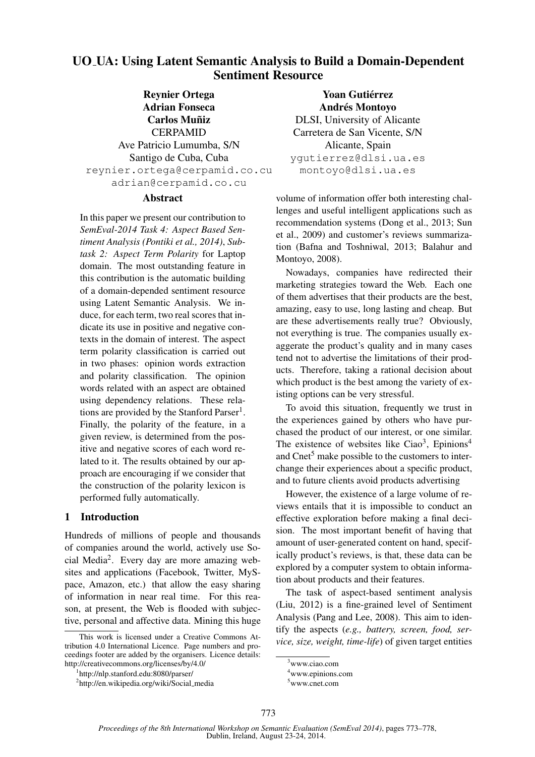# UO_UA: Using Latent Semantic Analysis to Build a Domain-Dependent Sentiment Resource

**Reynier Ortega**
**Adrian Fonseca**
**Carlos Muñiz**
CERPAMID
Ave Patricio Lumumba, S/N
Santigo de Cuba, Cuba
reynier.ortega@cerpamid.co.cu
adrian@cerpamid.co.cu

**Yoan Gutiérrez**
**Andrés Montoyo**
DLSI, University of Alicante
Carretera de San Vicente, S/N
Alicante, Spain
ygutierrez@dlsi.ua.es
montoyo@dlsi.ua.es

## Abstract

In this paper we present our contribution to *SemEval-2014 Task 4: Aspect Based Sentiment Analysis (Pontiki et al., 2014)*, *Subtask 2: Aspect Term Polarity* for Laptop domain. The most outstanding feature in this contribution is the automatic building of a domain-depended sentiment resource using Latent Semantic Analysis. We induce, for each term, two real scores that indicate its use in positive and negative contexts in the domain of interest. The aspect term polarity classification is carried out in two phases: opinion words extraction and polarity classification. The opinion words related with an aspect are obtained using dependency relations. These relations are provided by the Stanford Parser[1]. Finally, the polarity of the feature, in a given review, is determined from the positive and negative scores of each word related to it. The results obtained by our approach are encouraging if we consider that the construction of the polarity lexicon is performed fully automatically.

## 1 Introduction

Hundreds of millions of people and thousands of companies around the world, actively use Social Media[2]. Every day are more amazing websites and applications (Facebook, Twitter, MySpace, Amazon, etc.) that allow the easy sharing of information in near real time. For this reason, at present, the Web is flooded with subjective, personal and affective data. Mining this huge volume of information offer both interesting challenges and useful intelligent applications such as recommendation systems (Dong et al., 2013; Sun et al., 2009) and customer's reviews summarization (Bafna and Toshniwal, 2013; Balahur and Montoyo, 2008).

Nowadays, companies have redirected their marketing strategies toward the Web. Each one of them advertises that their products are the best, amazing, easy to use, long lasting and cheap. But are these advertisements really true? Obviously, not everything is true. The companies usually exaggerate the product's quality and in many cases tend not to advertise the limitations of their products. Therefore, taking a rational decision about which product is the best among the variety of existing options can be very stressful.

To avoid this situation, frequently we trust in the experiences gained by others who have purchased the product of our interest, or one similar. The existence of websites like Ciao[3], Epinions[4] and Cnet[5] make possible to the customers to interchange their experiences about a specific product, and to future clients avoid products advertising

However, the existence of a large volume of reviews entails that it is impossible to conduct an effective exploration before making a final decision. The most important benefit of having that amount of user-generated content on hand, specifically product's reviews, is that, these data can be explored by a computer system to obtain information about products and their features.

The task of aspect-based sentiment analysis (Liu, 2012) is a fine-grained level of Sentiment Analysis (Pang and Lee, 2008). This aim to identify the aspects (*e.g., battery, screen, food, service, size, weight, time-life*) of given target entities

This work is licensed under a Creative Commons Attribution 4.0 International Licence. Page numbers and proceedings footer are added by the organisers. Licence details: http://creativecommons.org/licenses/by/4.0/

[1] http://nlp.stanford.edu:8080/parser/

[2] http://en.wikipedia.org/wiki/Social_media

[3] www.ciao.com

[4] www.epinions.com

[5] www.cnet.com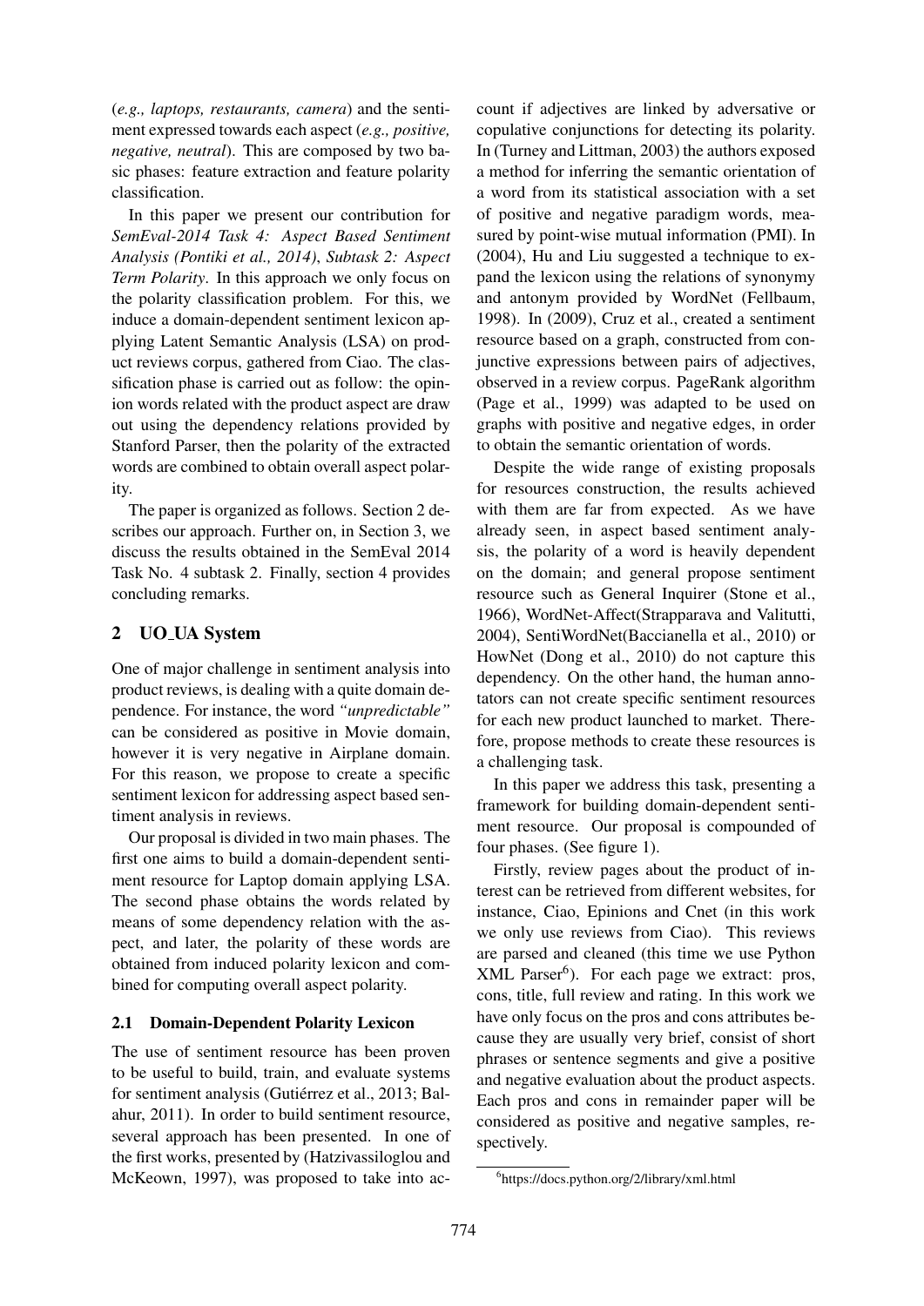(*e.g., laptops, restaurants, camera*) and the sentiment expressed towards each aspect (*e.g., positive, negative, neutral*). This are composed by two basic phases: feature extraction and feature polarity classification.

In this paper we present our contribution for *SemEval-2014 Task 4: Aspect Based Sentiment Analysis (Pontiki et al., 2014)*, *Subtask 2: Aspect Term Polarity*. In this approach we only focus on the polarity classification problem. For this, we induce a domain-dependent sentiment lexicon applying Latent Semantic Analysis (LSA) on product reviews corpus, gathered from Ciao. The classification phase is carried out as follow: the opinion words related with the product aspect are draw out using the dependency relations provided by Stanford Parser, then the polarity of the extracted words are combined to obtain overall aspect polarity.

The paper is organized as follows. Section 2 describes our approach. Further on, in Section 3, we discuss the results obtained in the SemEval 2014 Task No. 4 subtask 2. Finally, section 4 provides concluding remarks.

## 2 UO_UA System

One of major challenge in sentiment analysis into product reviews, is dealing with a quite domain dependence. For instance, the word *"unpredictable"* can be considered as positive in Movie domain, however it is very negative in Airplane domain. For this reason, we propose to create a specific sentiment lexicon for addressing aspect based sentiment analysis in reviews.

Our proposal is divided in two main phases. The first one aims to build a domain-dependent sentiment resource for Laptop domain applying LSA. The second phase obtains the words related by means of some dependency relation with the aspect, and later, the polarity of these words are obtained from induced polarity lexicon and combined for computing overall aspect polarity.

### 2.1 Domain-Dependent Polarity Lexicon

The use of sentiment resource has been proven to be useful to build, train, and evaluate systems for sentiment analysis (Gutiérrez et al., 2013; Balahur, 2011). In order to build sentiment resource, several approach has been presented. In one of the first works, presented by (Hatzivassiloglou and McKeown, 1997), was proposed to take into account if adjectives are linked by adversative or copulative conjunctions for detecting its polarity. In (Turney and Littman, 2003) the authors exposed a method for inferring the semantic orientation of a word from its statistical association with a set of positive and negative paradigm words, measured by point-wise mutual information (PMI). In (2004), Hu and Liu suggested a technique to expand the lexicon using the relations of synonymy and antonym provided by WordNet (Fellbaum, 1998). In (2009), Cruz et al., created a sentiment resource based on a graph, constructed from conjunctive expressions between pairs of adjectives, observed in a review corpus. PageRank algorithm (Page et al., 1999) was adapted to be used on graphs with positive and negative edges, in order to obtain the semantic orientation of words.

Despite the wide range of existing proposals for resources construction, the results achieved with them are far from expected. As we have already seen, in aspect based sentiment analysis, the polarity of a word is heavily dependent on the domain; and general propose sentiment resource such as General Inquirer (Stone et al., 1966), WordNet-Affect(Strapparava and Valitutti, 2004), SentiWordNet(Baccianella et al., 2010) or HowNet (Dong et al., 2010) do not capture this dependency. On the other hand, the human annotators can not create specific sentiment resources for each new product launched to market. Therefore, propose methods to create these resources is a challenging task.

In this paper we address this task, presenting a framework for building domain-dependent sentiment resource. Our proposal is compounded of four phases. (See figure 1).

Firstly, review pages about the product of interest can be retrieved from different websites, for instance, Ciao, Epinions and Cnet (in this work we only use reviews from Ciao). This reviews are parsed and cleaned (this time we use Python XML Parser[6]). For each page we extract: pros, cons, title, full review and rating. In this work we have only focus on the pros and cons attributes because they are usually very brief, consist of short phrases or sentence segments and give a positive and negative evaluation about the product aspects. Each pros and cons in remainder paper will be considered as positive and negative samples, respectively.

[6] https://docs.python.org/2/library/xml.html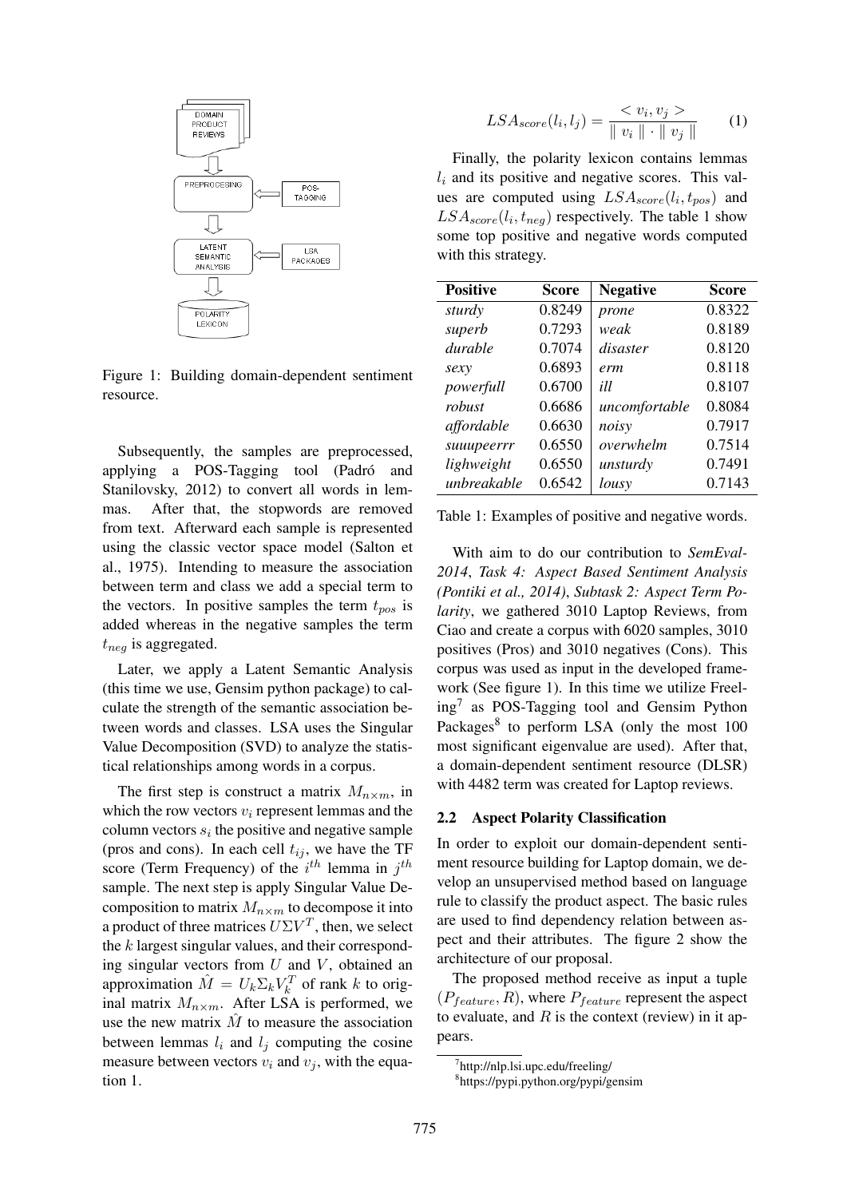Figure 1: Building domain-dependent sentiment resource.

Subsequently, the samples are preprocessed, applying a POS-Tagging tool (Padró and Stanilovsky, 2012) to convert all words in lemmas. After that, the stopwords are removed from text. Afterward each sample is represented using the classic vector space model (Salton et al., 1975). Intending to measure the association between term and class we add a special term to the vectors. In positive samples the term $t_{pos}$ is added whereas in the negative samples the term $t_{neg}$ is aggregated.

Later, we apply a Latent Semantic Analysis (this time we use, Gensim python package) to calculate the strength of the semantic association between words and classes. LSA uses the Singular Value Decomposition (SVD) to analyze the statistical relationships among words in a corpus.

The first step is construct a matrix $M_{n \times m}$, in which the row vectors $v_i$ represent lemmas and the column vectors $s_i$ the positive and negative sample (pros and cons). In each cell $t_{ij}$, we have the TF score (Term Frequency) of the $i^{th}$ lemma in $j^{th}$ sample. The next step is apply Singular Value Decomposition to matrix $M_{n \times m}$ to decompose it into a product of three matrices $U \Sigma V^T$, then, we select the $k$ largest singular values, and their corresponding singular vectors from $U$ and $V$, obtained an approximation $\hat{M} = U_k \Sigma_k V_k^T$ of rank $k$ to original matrix $M_{n \times m}$. After LSA is performed, we use the new matrix $\hat{M}$ to measure the association between lemmas $l_i$ and $l_j$ computing the cosine measure between vectors $v_i$ and $v_j$, with the equation 1.

$$LSA_{score}(l_i, l_j) = \frac{< v_i, v_j >}{\parallel v_i \parallel \cdot \parallel v_j \parallel} \quad (1)$$

Finally, the polarity lexicon contains lemmas $l_i$ and its positive and negative scores. This values are computed using $LSA_{score}(l_i, t_{pos})$ and $LSA_{score}(l_i, t_{neg})$ respectively. The table 1 show some top positive and negative words computed with this strategy.

| Positive | Score | Negative | Score |
|---|---|---|---|
| *sturdy* | 0.8249 | *prone* | 0.8322 |
| *superb* | 0.7293 | *weak* | 0.8189 |
| *durable* | 0.7074 | *disaster* | 0.8120 |
| *sexy* | 0.6893 | *erm* | 0.8118 |
| *powerfull* | 0.6700 | *ill* | 0.8107 |
| *robust* | 0.6686 | *uncomfortable* | 0.8084 |
| *affordable* | 0.6630 | *noisy* | 0.7917 |
| *suuupeerrr* | 0.6550 | *overwhelm* | 0.7514 |
| *lighweight* | 0.6550 | *unsturdy* | 0.7491 |
| *unbreakable* | 0.6542 | *lousy* | 0.7143 |

Table 1: Examples of positive and negative words.

With aim to do our contribution to *SemEval-2014, Task 4: Aspect Based Sentiment Analysis (Pontiki et al., 2014), Subtask 2: Aspect Term Polarity*, we gathered 3010 Laptop Reviews, from Ciao and create a corpus with 6020 samples, 3010 positives (Pros) and 3010 negatives (Cons). This corpus was used as input in the developed framework (See figure 1). In this time we utilize Freeling[7] as POS-Tagging tool and Gensim Python Packages[8] to perform LSA (only the most 100 most significant eigenvalue are used). After that, a domain-dependent sentiment resource (DLSR) with 4482 term was created for Laptop reviews.

### 2.2 Aspect Polarity Classification

In order to exploit our domain-dependent sentiment resource building for Laptop domain, we develop an unsupervised method based on language rule to classify the product aspect. The basic rules are used to find dependency relation between aspect and their attributes. The figure 2 show the architecture of our proposal.

The proposed method receive as input a tuple $(P_{feature}, R)$, where $P_{feature}$ represent the aspect to evaluate, and $R$ is the context (review) in it appears.

[7] http://nlp.lsi.upc.edu/freeling/

[8] https://pypi.python.org/pypi/gensim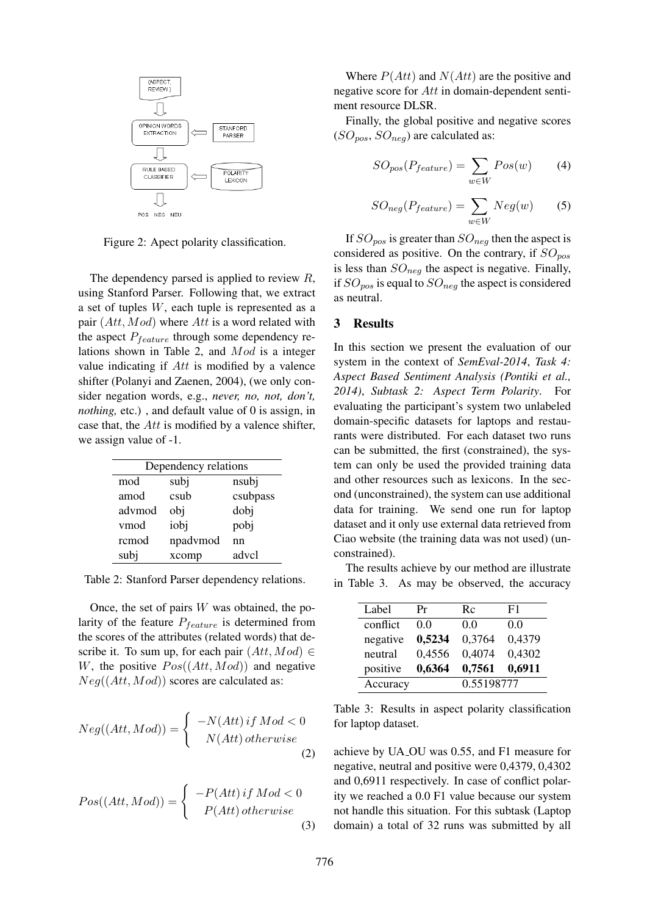Figure 2: Apect polarity classification.

The dependency parsed is applied to review $R$, using Stanford Parser. Following that, we extract a set of tuples $W$, each tuple is represented as a pair $(Att, Mod)$ where $Att$ is a word related with the aspect $P_{feature}$ through some dependency relations shown in Table 2, and $Mod$ is a integer value indicating if $Att$ is modified by a valence shifter (Polanyi and Zaenen, 2004), (we only consider negation words, e.g., *never, no, not, don't, nothing,* etc.) , and default value of 0 is assign, in case that, the $Att$ is modified by a valence shifter, we assign value of -1.

| Dependency relations | | |
|---|---|---|
| mod | subj | nsubj |
| amod | csub | csubpass |
| advmod | obj | dobj |
| vmod | iobj | pobj |
| rcmod | npadvmod | nn |
| subj | xcomp | advcl |

Table 2: Stanford Parser dependency relations.

Once, the set of pairs $W$ was obtained, the polarity of the feature $P_{feature}$ is determined from the scores of the attributes (related words) that describe it. To sum up, for each pair $(Att, Mod) \in W$, the positive $Pos((Att, Mod))$ and negative $Neg((Att, Mod))$ scores are calculated as:

$$Neg((Att, Mod)) = \begin{cases} -N(Att)\, if\ Mod < 0 \\ N(Att)\, otherwise \end{cases} \tag{2}$$

$$Pos((Att, Mod)) = \begin{cases} -P(Att)\, if\ Mod < 0 \\ P(Att)\, otherwise \end{cases} \tag{3}$$

Where $P(Att)$ and $N(Att)$ are the positive and negative score for $Att$ in domain-dependent sentiment resource DLSR.

Finally, the global positive and negative scores ($SO_{pos}$, $SO_{neg}$) are calculated as:

$$SO_{pos}(P_{feature}) = \sum_{w \in W} Pos(w) \tag{4}$$

$$SO_{neg}(P_{feature}) = \sum_{w \in W} Neg(w) \tag{5}$$

If $SO_{pos}$ is greater than $SO_{neg}$ then the aspect is considered as positive. On the contrary, if $SO_{pos}$ is less than $SO_{neg}$ the aspect is negative. Finally, if $SO_{pos}$ is equal to $SO_{neg}$ the aspect is considered as neutral.

## 3 Results

In this section we present the evaluation of our system in the context of ***SemEval-2014**, **Task 4: Aspect Based Sentiment Analysis (Pontiki et al., 2014)**, **Subtask 2: Aspect Term Polarity***. For evaluating the participant's system two unlabeled domain-specific datasets for laptops and restaurants were distributed. For each dataset two runs can be submitted, the first (constrained), the system can only be used the provided training data and other resources such as lexicons. In the second (unconstrained), the system can use additional data for training. We send one run for laptop dataset and it only use external data retrieved from Ciao website (the training data was not used) (unconstrained).

The results achieve by our method are illustrate in Table 3. As may be observed, the accuracy achieve by UA_OU was 0.55, and F1 measure for negative, neutral and positive were 0,4379, 0,4302 and 0,6911 respectively. In case of conflict polarity we reached a 0.0 F1 value because our system not handle this situation. For this subtask (Laptop domain) a total of 32 runs was submitted by all

| Label | Pr | Rc | F1 |
|---|---|---|---|
| conflict | 0.0 | 0.0 | 0.0 |
| negative | **0,5234** | 0,3764 | 0,4379 |
| neutral | 0,4556 | 0,4074 | 0,4302 |
| positive | **0,6364** | **0,7561** | **0,6911** |
| Accuracy | | 0.55198777 | |

Table 3: Results in aspect polarity classification for laptop dataset.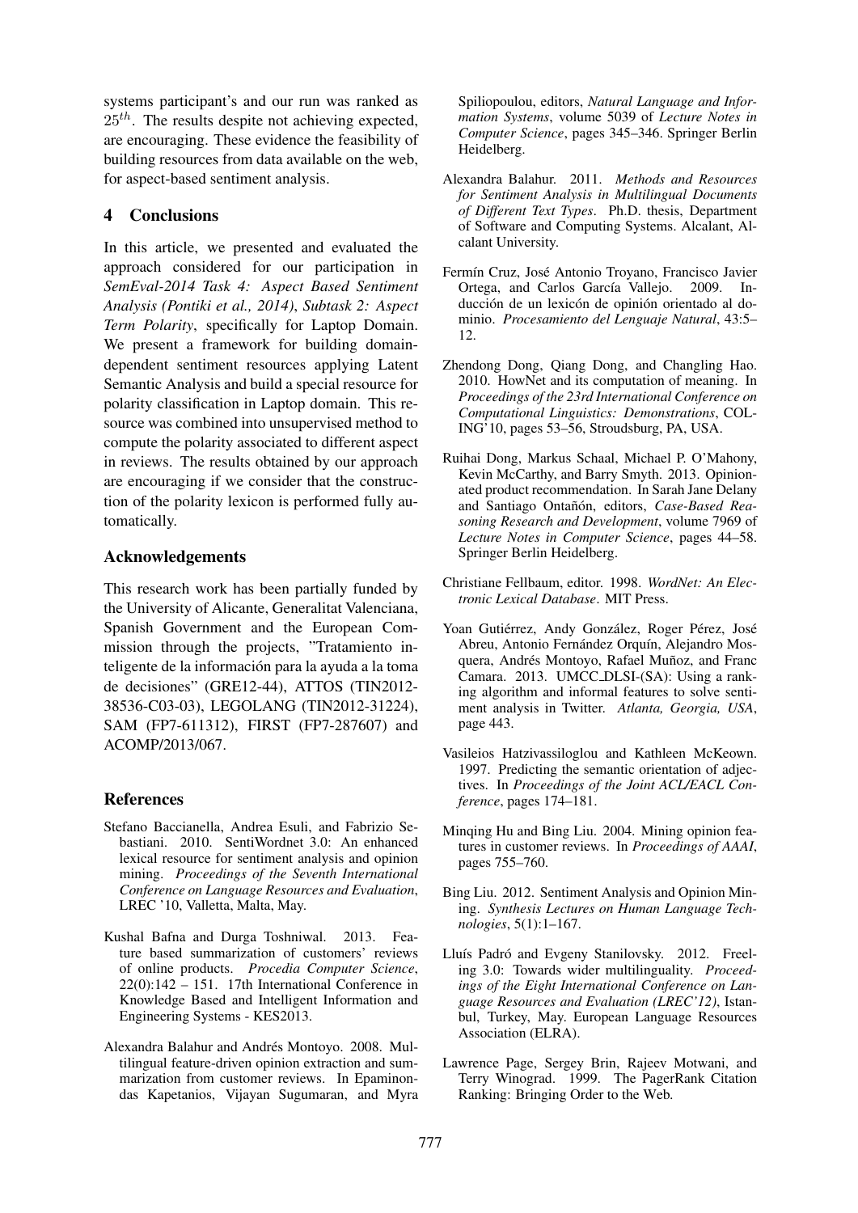systems participant's and our run was ranked as $25^{th}$. The results despite not achieving expected, are encouraging. These evidence the feasibility of building resources from data available on the web, for aspect-based sentiment analysis.

## 4 Conclusions

In this article, we presented and evaluated the approach considered for our participation in *SemEval-2014 Task 4: Aspect Based Sentiment Analysis (Pontiki et al., 2014)*, *Subtask 2: Aspect Term Polarity*, specifically for Laptop Domain. We present a framework for building domain-dependent sentiment resources applying Latent Semantic Analysis and build a special resource for polarity classification in Laptop domain. This resource was combined into unsupervised method to compute the polarity associated to different aspect in reviews. The results obtained by our approach are encouraging if we consider that the construction of the polarity lexicon is performed fully automatically.

## Acknowledgements

This research work has been partially funded by the University of Alicante, Generalitat Valenciana, Spanish Government and the European Commission through the projects, "Tratamiento inteligente de la información para la ayuda a la toma de decisiones" (GRE12-44), ATTOS (TIN2012-38536-C03-03), LEGOLANG (TIN2012-31224), SAM (FP7-611312), FIRST (FP7-287607) and ACOMP/2013/067.

## References

Stefano Baccianella, Andrea Esuli, and Fabrizio Sebastiani. 2010. SentiWordnet 3.0: An enhanced lexical resource for sentiment analysis and opinion mining. *Proceedings of the Seventh International Conference on Language Resources and Evaluation*, LREC '10, Valletta, Malta, May.

Kushal Bafna and Durga Toshniwal. 2013. Feature based summarization of customers' reviews of online products. *Procedia Computer Science*, 22(0):142 – 151. 17th International Conference in Knowledge Based and Intelligent Information and Engineering Systems - KES2013.

Alexandra Balahur and Andrés Montoyo. 2008. Multilingual feature-driven opinion extraction and summarization from customer reviews. In Epaminondas Kapetanios, Vijayan Sugumaran, and Myra Spiliopoulou, editors, *Natural Language and Information Systems*, volume 5039 of *Lecture Notes in Computer Science*, pages 345–346. Springer Berlin Heidelberg.

Alexandra Balahur. 2011. *Methods and Resources for Sentiment Analysis in Multilingual Documents of Different Text Types*. Ph.D. thesis, Department of Software and Computing Systems. Alcalant, Alcalant University.

Fermín Cruz, José Antonio Troyano, Francisco Javier Ortega, and Carlos García Vallejo. 2009. Inducción de un lexicón de opinión orientado al dominio. *Procesamiento del Lenguaje Natural*, 43:5–12.

Zhendong Dong, Qiang Dong, and Changling Hao. 2010. HowNet and its computation of meaning. In *Proceedings of the 23rd International Conference on Computational Linguistics: Demonstrations*, COLING'10, pages 53–56, Stroudsburg, PA, USA.

Ruihai Dong, Markus Schaal, Michael P. O'Mahony, Kevin McCarthy, and Barry Smyth. 2013. Opinionated product recommendation. In Sarah Jane Delany and Santiago Ontañón, editors, *Case-Based Reasoning Research and Development*, volume 7969 of *Lecture Notes in Computer Science*, pages 44–58. Springer Berlin Heidelberg.

Christiane Fellbaum, editor. 1998. *WordNet: An Electronic Lexical Database*. MIT Press.

Yoan Gutiérrez, Andy González, Roger Pérez, José Abreu, Antonio Fernández Orquín, Alejandro Mosquera, Andrés Montoyo, Rafael Muñoz, and Franc Camara. 2013. UMCC_DLSI-(SA): Using a ranking algorithm and informal features to solve sentiment analysis in Twitter. *Atlanta, Georgia, USA*, page 443.

Vasileios Hatzivassiloglou and Kathleen McKeown. 1997. Predicting the semantic orientation of adjectives. In *Proceedings of the Joint ACL/EACL Conference*, pages 174–181.

Minqing Hu and Bing Liu. 2004. Mining opinion features in customer reviews. In *Proceedings of AAAI*, pages 755–760.

Bing Liu. 2012. Sentiment Analysis and Opinion Mining. *Synthesis Lectures on Human Language Technologies*, 5(1):1–167.

Lluís Padró and Evgeny Stanilovsky. 2012. Freeling 3.0: Towards wider multilinguality. *Proceedings of the Eight International Conference on Language Resources and Evaluation (LREC'12)*, Istanbul, Turkey, May. European Language Resources Association (ELRA).

Lawrence Page, Sergey Brin, Rajeev Motwani, and Terry Winograd. 1999. The PagerRank Citation Ranking: Bringing Order to the Web.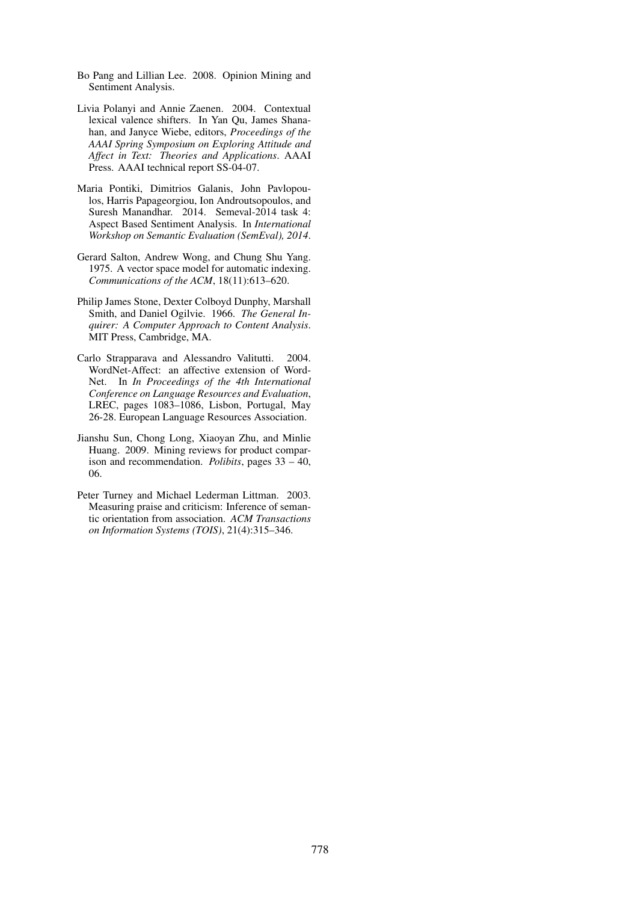Bo Pang and Lillian Lee. 2008. Opinion Mining and Sentiment Analysis.

Livia Polanyi and Annie Zaenen. 2004. Contextual lexical valence shifters. In Yan Qu, James Shanahan, and Janyce Wiebe, editors, *Proceedings of the AAAI Spring Symposium on Exploring Attitude and Affect in Text: Theories and Applications*. AAAI Press. AAAI technical report SS-04-07.

Maria Pontiki, Dimitrios Galanis, John Pavlopoulos, Harris Papageorgiou, Ion Androutsopoulos, and Suresh Manandhar. 2014. Semeval-2014 task 4: Aspect Based Sentiment Analysis. In *International Workshop on Semantic Evaluation (SemEval), 2014*.

Gerard Salton, Andrew Wong, and Chung Shu Yang. 1975. A vector space model for automatic indexing. *Communications of the ACM*, 18(11):613–620.

Philip James Stone, Dexter Colboyd Dunphy, Marshall Smith, and Daniel Ogilvie. 1966. *The General Inquirer: A Computer Approach to Content Analysis*. MIT Press, Cambridge, MA.

Carlo Strapparava and Alessandro Valitutti. 2004. WordNet-Affect: an affective extension of WordNet. In *In Proceedings of the 4th International Conference on Language Resources and Evaluation*, LREC, pages 1083–1086, Lisbon, Portugal, May 26-28. European Language Resources Association.

Jianshu Sun, Chong Long, Xiaoyan Zhu, and Minlie Huang. 2009. Mining reviews for product comparison and recommendation. *Polibits*, pages 33 – 40, 06.

Peter Turney and Michael Lederman Littman. 2003. Measuring praise and criticism: Inference of semantic orientation from association. *ACM Transactions on Information Systems (TOIS)*, 21(4):315–346.